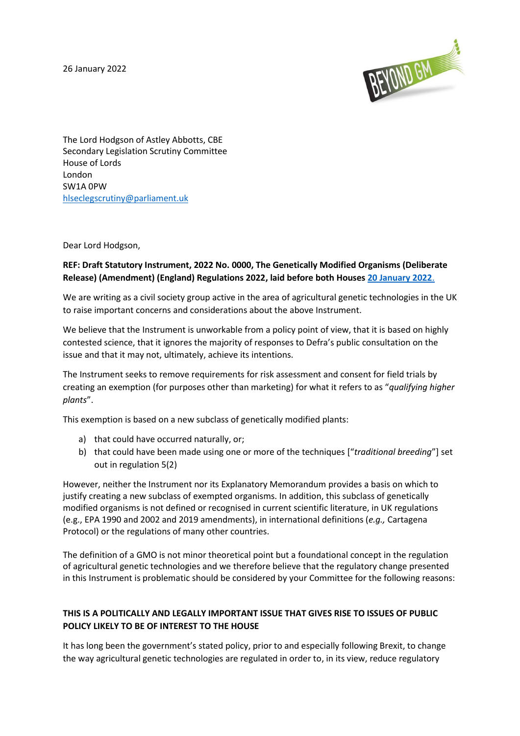26 January 2022

The Lord Hodgson of Astley Abbotts, CBE
Secondary Legislation Scrutiny Committee
House of Lords
London
SW1A 0PW
hlseclegscrutiny@parliament.uk

Dear Lord Hodgson,

**REF: Draft Statutory Instrument, 2022 No. 0000, The Genetically Modified Organisms (Deliberate Release) (Amendment) (England) Regulations 2022, laid before both Houses [20 January 2022.]()**

We are writing as a civil society group active in the area of agricultural genetic technologies in the UK to raise important concerns and considerations about the above Instrument.

We believe that the Instrument is unworkable from a policy point of view, that it is based on highly contested science, that it ignores the majority of responses to Defra's public consultation on the issue and that it may not, ultimately, achieve its intentions.

The Instrument seeks to remove requirements for risk assessment and consent for field trials by creating an exemption (for purposes other than marketing) for what it refers to as "*qualifying higher plants*".

This exemption is based on a new subclass of genetically modified plants:

a) that could have occurred naturally, or;
b) that could have been made using one or more of the techniques ["*traditional breeding*"] set out in regulation 5(2)

However, neither the Instrument nor its Explanatory Memorandum provides a basis on which to justify creating a new subclass of exempted organisms. In addition, this subclass of genetically modified organisms is not defined or recognised in current scientific literature, in UK regulations (e.g., EPA 1990 and 2002 and 2019 amendments), in international definitions (*e.g.,* Cartagena Protocol) or the regulations of many other countries.

The definition of a GMO is not minor theoretical point but a foundational concept in the regulation of agricultural genetic technologies and we therefore believe that the regulatory change presented in this Instrument is problematic should be considered by your Committee for the following reasons:

**THIS IS A POLITICALLY AND LEGALLY IMPORTANT ISSUE THAT GIVES RISE TO ISSUES OF PUBLIC POLICY LIKELY TO BE OF INTEREST TO THE HOUSE**

It has long been the government's stated policy, prior to and especially following Brexit, to change the way agricultural genetic technologies are regulated in order to, in its view, reduce regulatory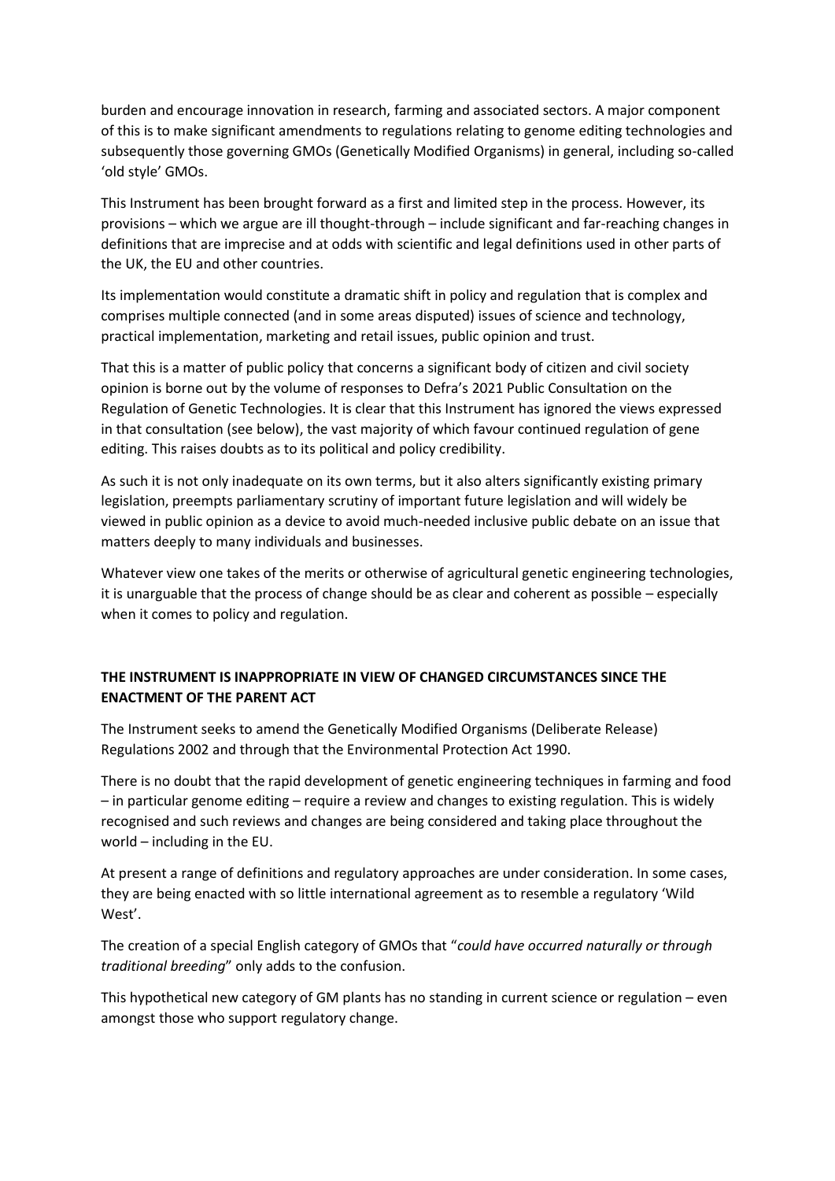burden and encourage innovation in research, farming and associated sectors. A major component of this is to make significant amendments to regulations relating to genome editing technologies and subsequently those governing GMOs (Genetically Modified Organisms) in general, including so-called 'old style' GMOs.

This Instrument has been brought forward as a first and limited step in the process. However, its provisions – which we argue are ill thought-through – include significant and far-reaching changes in definitions that are imprecise and at odds with scientific and legal definitions used in other parts of the UK, the EU and other countries.

Its implementation would constitute a dramatic shift in policy and regulation that is complex and comprises multiple connected (and in some areas disputed) issues of science and technology, practical implementation, marketing and retail issues, public opinion and trust.

That this is a matter of public policy that concerns a significant body of citizen and civil society opinion is borne out by the volume of responses to Defra's 2021 Public Consultation on the Regulation of Genetic Technologies. It is clear that this Instrument has ignored the views expressed in that consultation (see below), the vast majority of which favour continued regulation of gene editing. This raises doubts as to its political and policy credibility.

As such it is not only inadequate on its own terms, but it also alters significantly existing primary legislation, preempts parliamentary scrutiny of important future legislation and will widely be viewed in public opinion as a device to avoid much-needed inclusive public debate on an issue that matters deeply to many individuals and businesses.

Whatever view one takes of the merits or otherwise of agricultural genetic engineering technologies, it is unarguable that the process of change should be as clear and coherent as possible – especially when it comes to policy and regulation.

## THE INSTRUMENT IS INAPPROPRIATE IN VIEW OF CHANGED CIRCUMSTANCES SINCE THE ENACTMENT OF THE PARENT ACT

The Instrument seeks to amend the Genetically Modified Organisms (Deliberate Release) Regulations 2002 and through that the Environmental Protection Act 1990.

There is no doubt that the rapid development of genetic engineering techniques in farming and food – in particular genome editing – require a review and changes to existing regulation. This is widely recognised and such reviews and changes are being considered and taking place throughout the world – including in the EU.

At present a range of definitions and regulatory approaches are under consideration. In some cases, they are being enacted with so little international agreement as to resemble a regulatory 'Wild West'.

The creation of a special English category of GMOs that "*could have occurred naturally or through traditional breeding*" only adds to the confusion.

This hypothetical new category of GM plants has no standing in current science or regulation – even amongst those who support regulatory change.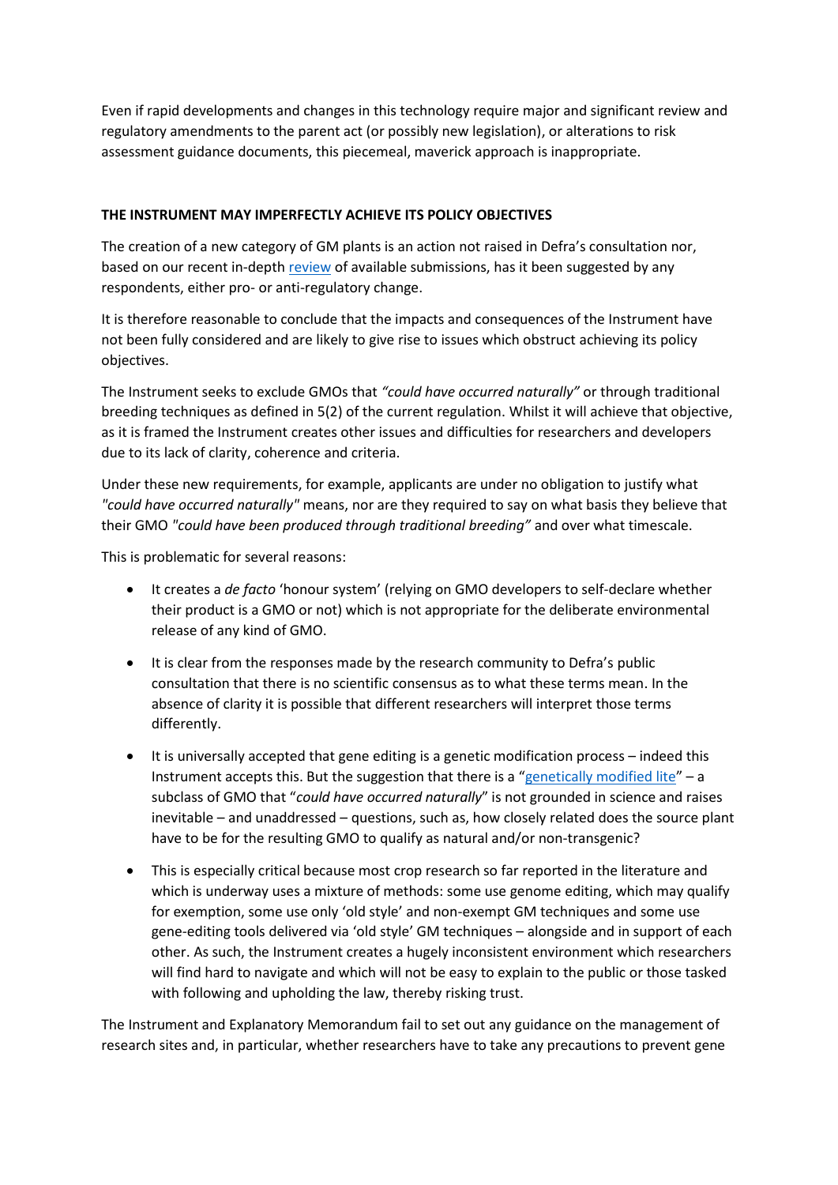Even if rapid developments and changes in this technology require major and significant review and regulatory amendments to the parent act (or possibly new legislation), or alterations to risk assessment guidance documents, this piecemeal, maverick approach is inappropriate.

**THE INSTRUMENT MAY IMPERFECTLY ACHIEVE ITS POLICY OBJECTIVES**

The creation of a new category of GM plants is an action not raised in Defra's consultation nor, based on our recent in-depth review of available submissions, has it been suggested by any respondents, either pro- or anti-regulatory change.

It is therefore reasonable to conclude that the impacts and consequences of the Instrument have not been fully considered and are likely to give rise to issues which obstruct achieving its policy objectives.

The Instrument seeks to exclude GMOs that *"could have occurred naturally"* or through traditional breeding techniques as defined in 5(2) of the current regulation. Whilst it will achieve that objective, as it is framed the Instrument creates other issues and difficulties for researchers and developers due to its lack of clarity, coherence and criteria.

Under these new requirements, for example, applicants are under no obligation to justify what *"could have occurred naturally"* means, nor are they required to say on what basis they believe that their GMO *"could have been produced through traditional breeding"* and over what timescale.

This is problematic for several reasons:

- It creates a *de facto* 'honour system' (relying on GMO developers to self-declare whether their product is a GMO or not) which is not appropriate for the deliberate environmental release of any kind of GMO.
- It is clear from the responses made by the research community to Defra's public consultation that there is no scientific consensus as to what these terms mean. In the absence of clarity it is possible that different researchers will interpret those terms differently.
- It is universally accepted that gene editing is a genetic modification process – indeed this Instrument accepts this. But the suggestion that there is a "genetically modified lite" – a subclass of GMO that "*could have occurred naturally*" is not grounded in science and raises inevitable – and unaddressed – questions, such as, how closely related does the source plant have to be for the resulting GMO to qualify as natural and/or non-transgenic?
- This is especially critical because most crop research so far reported in the literature and which is underway uses a mixture of methods: some use genome editing, which may qualify for exemption, some use only 'old style' and non-exempt GM techniques and some use gene-editing tools delivered via 'old style' GM techniques – alongside and in support of each other. As such, the Instrument creates a hugely inconsistent environment which researchers will find hard to navigate and which will not be easy to explain to the public or those tasked with following and upholding the law, thereby risking trust.

The Instrument and Explanatory Memorandum fail to set out any guidance on the management of research sites and, in particular, whether researchers have to take any precautions to prevent gene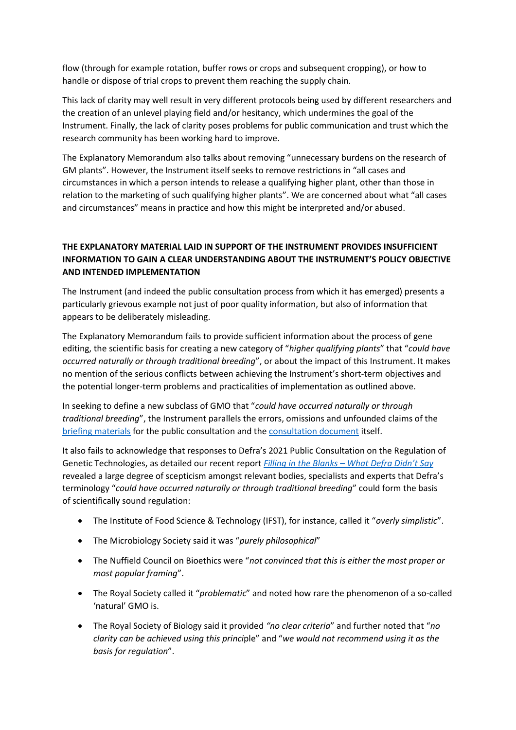flow (through for example rotation, buffer rows or crops and subsequent cropping), or how to handle or dispose of trial crops to prevent them reaching the supply chain.

This lack of clarity may well result in very different protocols being used by different researchers and the creation of an unlevel playing field and/or hesitancy, which undermines the goal of the Instrument. Finally, the lack of clarity poses problems for public communication and trust which the research community has been working hard to improve.

The Explanatory Memorandum also talks about removing "unnecessary burdens on the research of GM plants". However, the Instrument itself seeks to remove restrictions in "all cases and circumstances in which a person intends to release a qualifying higher plant, other than those in relation to the marketing of such qualifying higher plants". We are concerned about what "all cases and circumstances" means in practice and how this might be interpreted and/or abused.

**THE EXPLANATORY MATERIAL LAID IN SUPPORT OF THE INSTRUMENT PROVIDES INSUFFICIENT INFORMATION TO GAIN A CLEAR UNDERSTANDING ABOUT THE INSTRUMENT'S POLICY OBJECTIVE AND INTENDED IMPLEMENTATION**

The Instrument (and indeed the public consultation process from which it has emerged) presents a particularly grievous example not just of poor quality information, but also of information that appears to be deliberately misleading.

The Explanatory Memorandum fails to provide sufficient information about the process of gene editing, the scientific basis for creating a new category of "*higher qualifying plants*" that "*could have occurred naturally or through traditional breeding*", or about the impact of this Instrument. It makes no mention of the serious conflicts between achieving the Instrument's short-term objectives and the potential longer-term problems and practicalities of implementation as outlined above.

In seeking to define a new subclass of GMO that "*could have occurred naturally or through traditional breeding*", the Instrument parallels the errors, omissions and unfounded claims of the briefing materials for the public consultation and the consultation document itself.

It also fails to acknowledge that responses to Defra's 2021 Public Consultation on the Regulation of Genetic Technologies, as detailed our recent report *Filling in the Blanks – What Defra Didn't Say* revealed a large degree of scepticism amongst relevant bodies, specialists and experts that Defra's terminology "*could have occurred naturally or through traditional breeding*" could form the basis of scientifically sound regulation:

- The Institute of Food Science & Technology (IFST), for instance, called it "*overly simplistic*".
- The Microbiology Society said it was "*purely philosophical*"
- The Nuffield Council on Bioethics were "*not convinced that this is either the most proper or most popular framing*".
- The Royal Society called it "*problematic*" and noted how rare the phenomenon of a so-called 'natural' GMO is.
- The Royal Society of Biology said it provided *"no clear criteria*" and further noted that "*no clarity can be achieved using this princip*le" and "*we would not recommend using it as the basis for regulation*".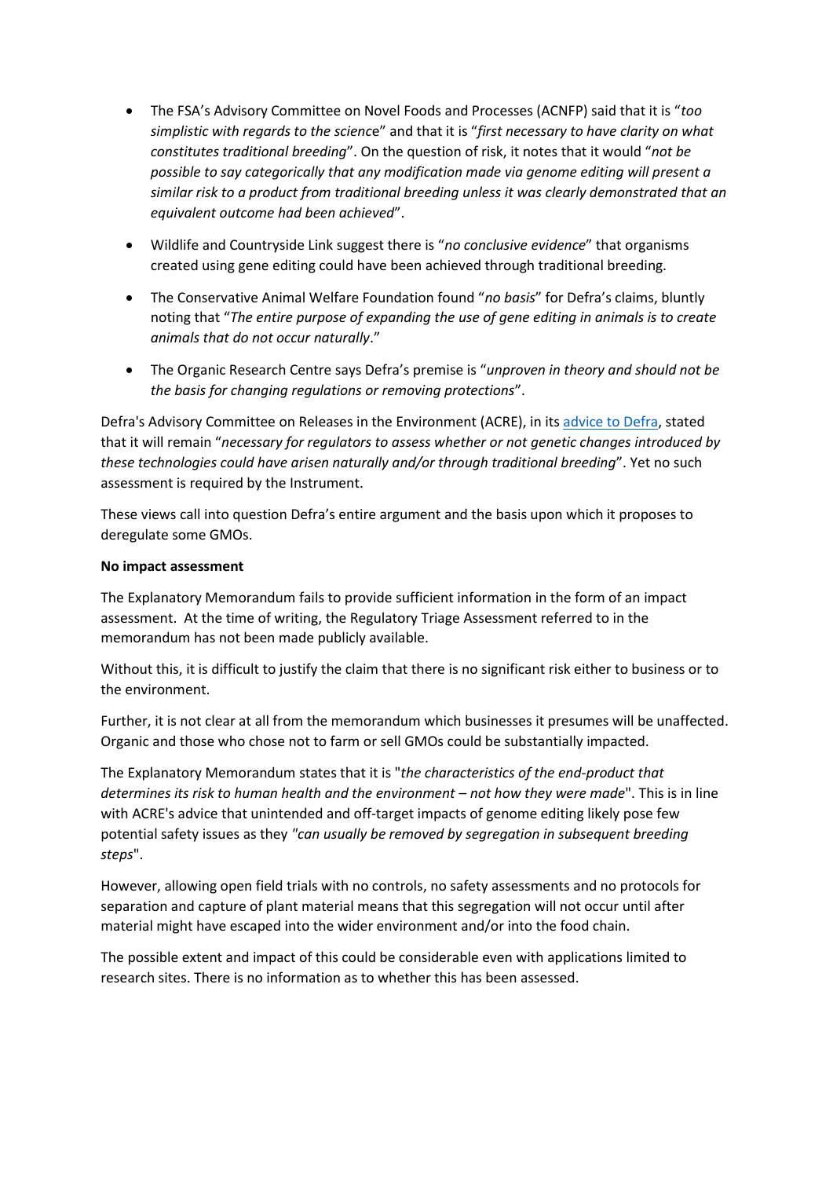- The FSA's Advisory Committee on Novel Foods and Processes (ACNFP) said that it is "*too simplistic with regards to the science*" and that it is "*first necessary to have clarity on what constitutes traditional breeding*". On the question of risk, it notes that it would "*not be possible to say categorically that any modification made via genome editing will present a similar risk to a product from traditional breeding unless it was clearly demonstrated that an equivalent outcome had been achieved*".

- Wildlife and Countryside Link suggest there is "*no conclusive evidence*" that organisms created using gene editing could have been achieved through traditional breeding.

- The Conservative Animal Welfare Foundation found "*no basis*" for Defra's claims, bluntly noting that "*The entire purpose of expanding the use of gene editing in animals is to create animals that do not occur naturally*."

- The Organic Research Centre says Defra's premise is "*unproven in theory and should not be the basis for changing regulations or removing protections*".

Defra's Advisory Committee on Releases in the Environment (ACRE), in its advice to Defra, stated that it will remain "*necessary for regulators to assess whether or not genetic changes introduced by these technologies could have arisen naturally and/or through traditional breeding*". Yet no such assessment is required by the Instrument.

These views call into question Defra's entire argument and the basis upon which it proposes to deregulate some GMOs.

**No impact assessment**

The Explanatory Memorandum fails to provide sufficient information in the form of an impact assessment. At the time of writing, the Regulatory Triage Assessment referred to in the memorandum has not been made publicly available.

Without this, it is difficult to justify the claim that there is no significant risk either to business or to the environment.

Further, it is not clear at all from the memorandum which businesses it presumes will be unaffected. Organic and those who chose not to farm or sell GMOs could be substantially impacted.

The Explanatory Memorandum states that it is "*the characteristics of the end-product that determines its risk to human health and the environment – not how they were made*". This is in line with ACRE's advice that unintended and off-target impacts of genome editing likely pose few potential safety issues as they *"can usually be removed by segregation in subsequent breeding steps*".

However, allowing open field trials with no controls, no safety assessments and no protocols for separation and capture of plant material means that this segregation will not occur until after material might have escaped into the wider environment and/or into the food chain.

The possible extent and impact of this could be considerable even with applications limited to research sites. There is no information as to whether this has been assessed.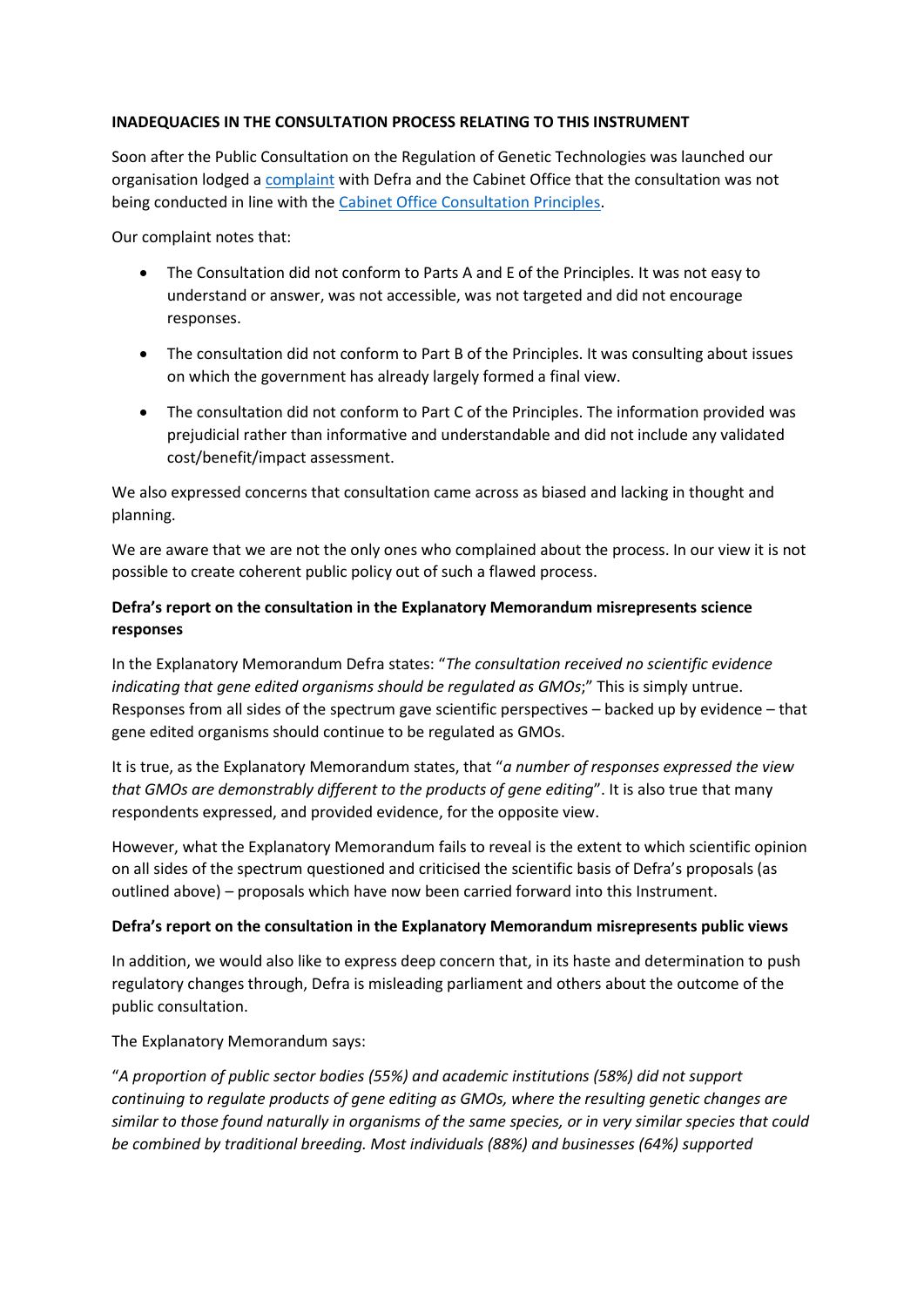**INADEQUACIES IN THE CONSULTATION PROCESS RELATING TO THIS INSTRUMENT**

Soon after the Public Consultation on the Regulation of Genetic Technologies was launched our organisation lodged a complaint with Defra and the Cabinet Office that the consultation was not being conducted in line with the Cabinet Office Consultation Principles.

Our complaint notes that:

- The Consultation did not conform to Parts A and E of the Principles. It was not easy to understand or answer, was not accessible, was not targeted and did not encourage responses.
- The consultation did not conform to Part B of the Principles. It was consulting about issues on which the government has already largely formed a final view.
- The consultation did not conform to Part C of the Principles. The information provided was prejudicial rather than informative and understandable and did not include any validated cost/benefit/impact assessment.

We also expressed concerns that consultation came across as biased and lacking in thought and planning.

We are aware that we are not the only ones who complained about the process. In our view it is not possible to create coherent public policy out of such a flawed process.

**Defra's report on the consultation in the Explanatory Memorandum misrepresents science responses**

In the Explanatory Memorandum Defra states: "*The consultation received no scientific evidence indicating that gene edited organisms should be regulated as GMOs*;" This is simply untrue. Responses from all sides of the spectrum gave scientific perspectives – backed up by evidence – that gene edited organisms should continue to be regulated as GMOs.

It is true, as the Explanatory Memorandum states, that "*a number of responses expressed the view that GMOs are demonstrably different to the products of gene editing*". It is also true that many respondents expressed, and provided evidence, for the opposite view.

However, what the Explanatory Memorandum fails to reveal is the extent to which scientific opinion on all sides of the spectrum questioned and criticised the scientific basis of Defra's proposals (as outlined above) – proposals which have now been carried forward into this Instrument.

**Defra's report on the consultation in the Explanatory Memorandum misrepresents public views**

In addition, we would also like to express deep concern that, in its haste and determination to push regulatory changes through, Defra is misleading parliament and others about the outcome of the public consultation.

The Explanatory Memorandum says:

"*A proportion of public sector bodies (55%) and academic institutions (58%) did not support continuing to regulate products of gene editing as GMOs, where the resulting genetic changes are similar to those found naturally in organisms of the same species, or in very similar species that could be combined by traditional breeding. Most individuals (88%) and businesses (64%) supported*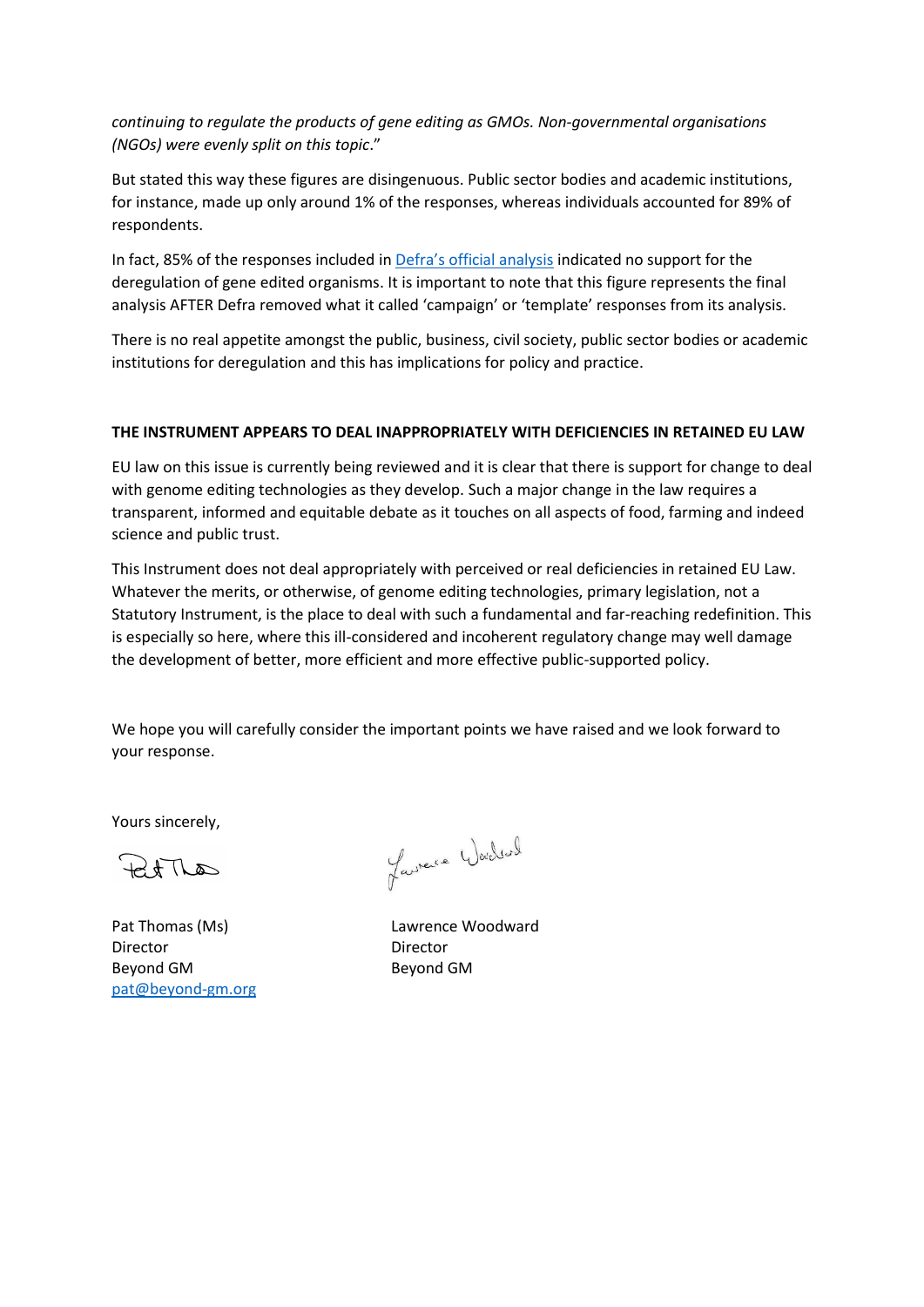*continuing to regulate the products of gene editing as GMOs. Non-governmental organisations (NGOs) were evenly split on this topic*."

But stated this way these figures are disingenuous. Public sector bodies and academic institutions, for instance, made up only around 1% of the responses, whereas individuals accounted for 89% of respondents.

In fact, 85% of the responses included in [Defra's official analysis] indicated no support for the deregulation of gene edited organisms. It is important to note that this figure represents the final analysis AFTER Defra removed what it called 'campaign' or 'template' responses from its analysis.

There is no real appetite amongst the public, business, civil society, public sector bodies or academic institutions for deregulation and this has implications for policy and practice.

**THE INSTRUMENT APPEARS TO DEAL INAPPROPRIATELY WITH DEFICIENCIES IN RETAINED EU LAW**

EU law on this issue is currently being reviewed and it is clear that there is support for change to deal with genome editing technologies as they develop. Such a major change in the law requires a transparent, informed and equitable debate as it touches on all aspects of food, farming and indeed science and public trust.

This Instrument does not deal appropriately with perceived or real deficiencies in retained EU Law. Whatever the merits, or otherwise, of genome editing technologies, primary legislation, not a Statutory Instrument, is the place to deal with such a fundamental and far-reaching redefinition. This is especially so here, where this ill-considered and incoherent regulatory change may well damage the development of better, more efficient and more effective public-supported policy.

We hope you will carefully consider the important points we have raised and we look forward to your response.

Yours sincerely,

Pat Thomas (Ms)
Director
Beyond GM
pat@beyond-gm.org

Lawrence Woodward
Director
Beyond GM